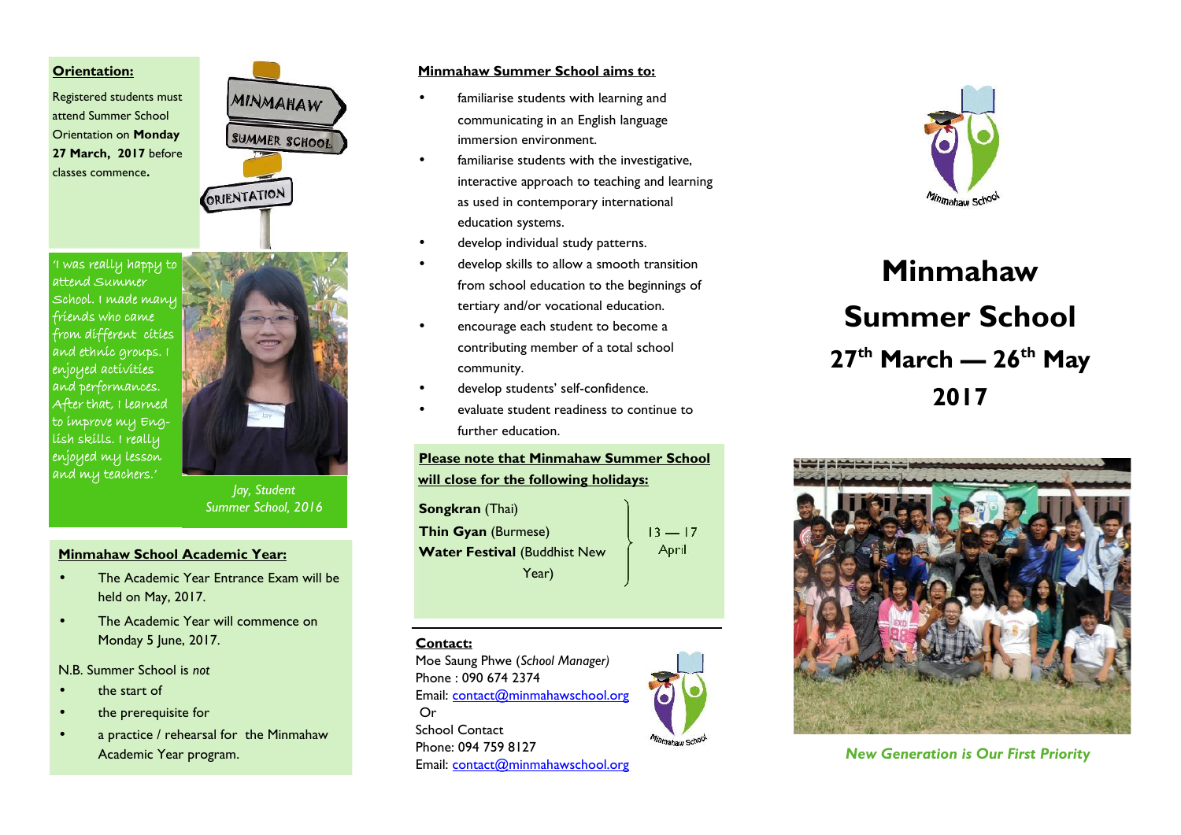## Orientation:

Registered students must attend Summer School Orientation on **Monday 27 March, 2017** before classes commence**.**

MINMAHAW SUMMER SCHOOL ORIENTATION

'I was really happy to attend Summer School. I made many friends who came from different cities and ethnic groups. I enjoyed activities and performances. After that, I learned to improve my English skills. I really enjoyed my lesson and my teachers.'

*Jay, Student Summer School, 2016*

## Minmahaw School Academic Year:

- The Academic Year Entrance Exam will be held on May, 2017.
- The Academic Year will commence on Monday 5 June, 2017.

N.B. Summer School is *not*

- the start of
- the prerequisite for
- a practice / rehearsal for the Minmahaw Academic Year program.

## Minmahaw Summer School aims to:

- familiarise students with learning and communicating in an English language immersion environment.
- familiarise students with the investigative, interactive approach to teaching and learning as used in contemporary international education systems.
- develop individual study patterns.
- develop skills to allow a smooth transition from school education to the beginnings of tertiary and/or vocational education.
- encourage each student to become a contributing member of a total school community.
- develop students' self-confidence.
- evaluate student readiness to continue to further education.

## Please note that Minmahaw Summer School will close for the following holidays:

**Songkran** (Thai)
**Thin Gyan** (Burmese)
**Water Festival** (Buddhist New Year)

13 — 17 April

## Contact:

Moe Saung Phwe (*School Manager)*
Phone : 090 674 2374
Email: contact@minmahawschool.org
Or
School Contact
Phone: 094 759 8127
Email: contact@minmahawschool.org

Minmahaw School

# Minmahaw Summer School

## 27th March — 26th May 2017

***New Generation is Our First Priority***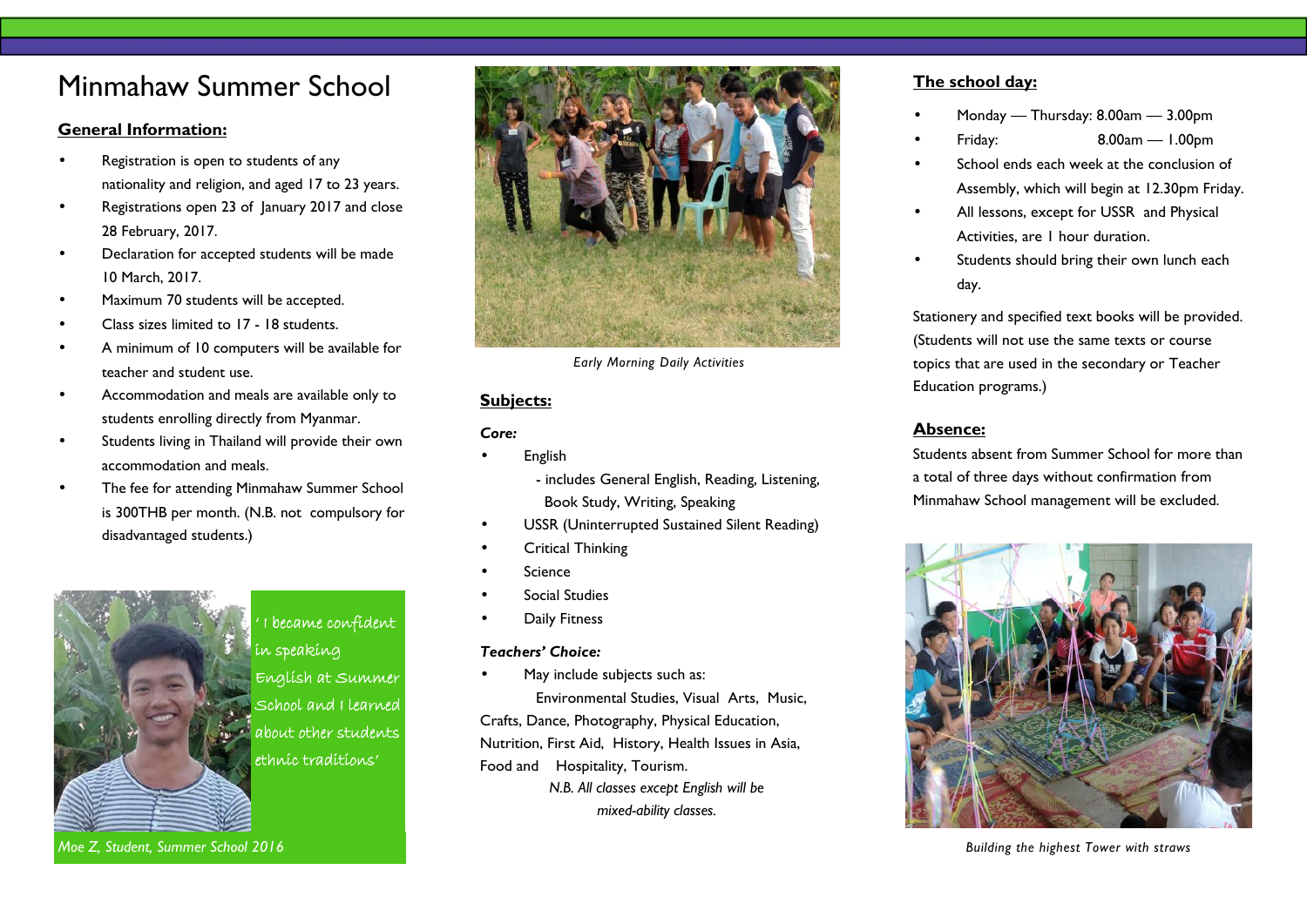# Minmahaw Summer School

## General Information:

- Registration is open to students of any nationality and religion, and aged 17 to 23 years.
- Registrations open 23 of January 2017 and close 28 February, 2017.
- Declaration for accepted students will be made 10 March, 2017.
- Maximum 70 students will be accepted.
- Class sizes limited to 17 - 18 students.
- A minimum of 10 computers will be available for teacher and student use.
- Accommodation and meals are available only to students enrolling directly from Myanmar.
- Students living in Thailand will provide their own accommodation and meals.
- The fee for attending Minmahaw Summer School is 300THB per month. (N.B. not compulsory for disadvantaged students.)

' I became confident in speaking English at Summer School and I learned about other students ethnic traditions'

*Moe Z, Student, Summer School 2016*

*Early Morning Daily Activities*

## Subjects:

***Core:***

- English
  - includes General English, Reading, Listening, Book Study, Writing, Speaking
- USSR (Uninterrupted Sustained Silent Reading)
- Critical Thinking
- Science
- Social Studies
- Daily Fitness

***Teachers' Choice:***

- May include subjects such as:

Environmental Studies, Visual Arts, Music, Crafts, Dance, Photography, Physical Education, Nutrition, First Aid, History, Health Issues in Asia, Food and Hospitality, Tourism.

*N.B. All classes except English will be mixed-ability classes.*

## The school day:

- Monday — Thursday: 8.00am — 3.00pm
- Friday: 8.00am — 1.00pm
- School ends each week at the conclusion of Assembly, which will begin at 12.30pm Friday.
- All lessons, except for USSR and Physical Activities, are 1 hour duration.
- Students should bring their own lunch each day.

Stationery and specified text books will be provided. (Students will not use the same texts or course topics that are used in the secondary or Teacher Education programs.)

## Absence:

Students absent from Summer School for more than a total of three days without confirmation from Minmahaw School management will be excluded.

*Building the highest Tower with straws*